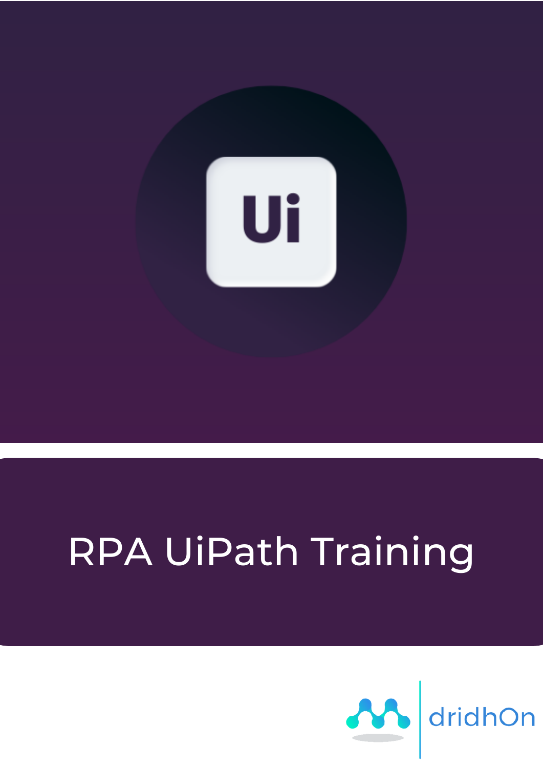# RPA UiPath Training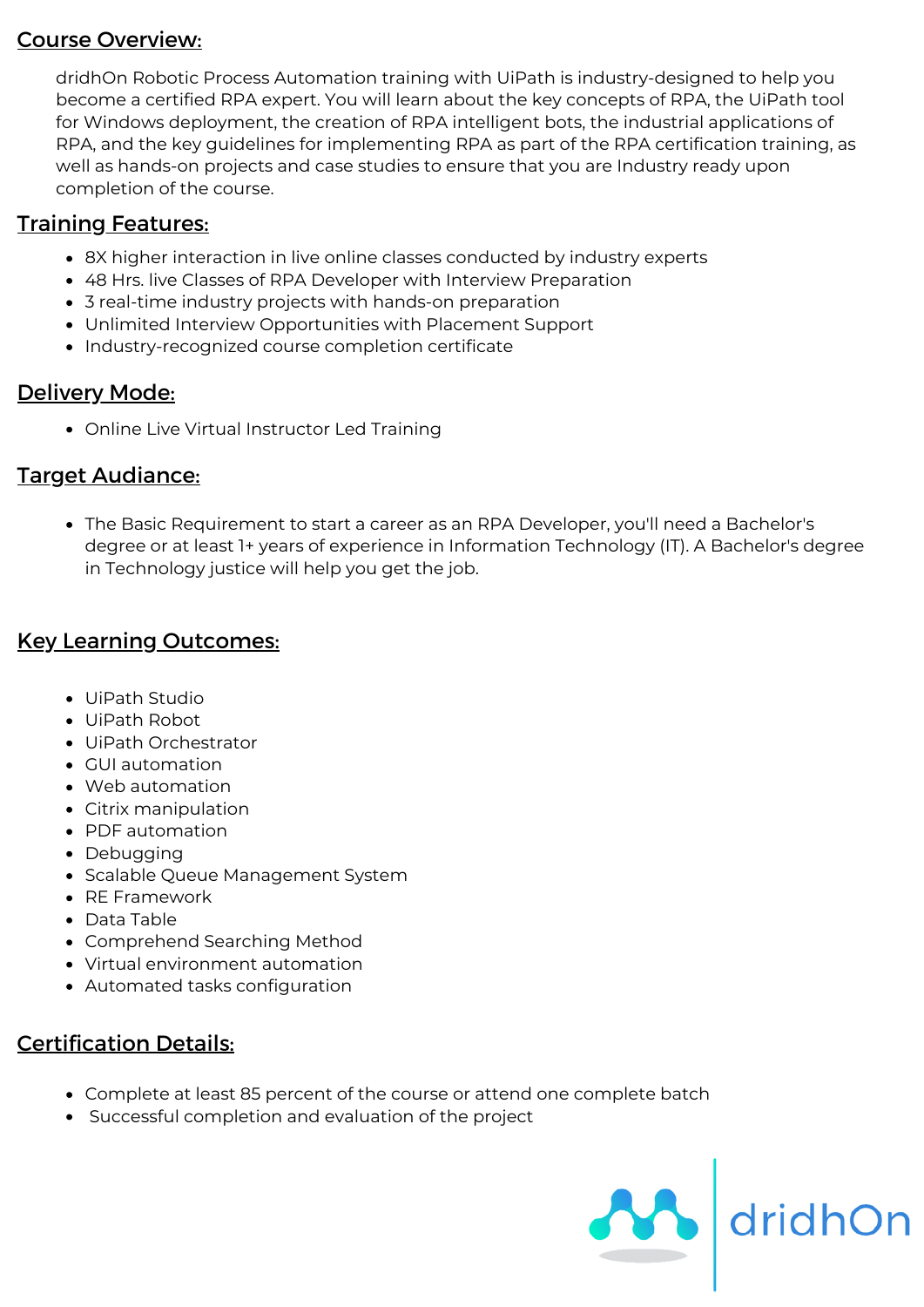## Course Overview:

dridhOn Robotic Process Automation training with UiPath is industry-designed to help you become a certified RPA expert. You will learn about the key concepts of RPA, the UiPath tool for Windows deployment, the creation of RPA intelligent bots, the industrial applications of RPA, and the key guidelines for implementing RPA as part of the RPA certification training, as well as hands-on projects and case studies to ensure that you are Industry ready upon completion of the course.

## Training Features:

- 8X higher interaction in live online classes conducted by industry experts
- 48 Hrs. live Classes of RPA Developer with Interview Preparation
- 3 real-time industry projects with hands-on preparation
- Unlimited Interview Opportunities with Placement Support
- Industry-recognized course completion certificate

## Delivery Mode:

- Online Live Virtual Instructor Led Training

## Target Audiance:

- The Basic Requirement to start a career as an RPA Developer, you'll need a Bachelor's degree or at least 1+ years of experience in Information Technology (IT). A Bachelor's degree in Technology justice will help you get the job.

## Key Learning Outcomes:

- UiPath Studio
- UiPath Robot
- UiPath Orchestrator
- GUI automation
- Web automation
- Citrix manipulation
- PDF automation
- Debugging
- Scalable Queue Management System
- RE Framework
- Data Table
- Comprehend Searching Method
- Virtual environment automation
- Automated tasks configuration

## Certification Details:

- Complete at least 85 percent of the course or attend one complete batch
- Successful completion and evaluation of the project

dridhOn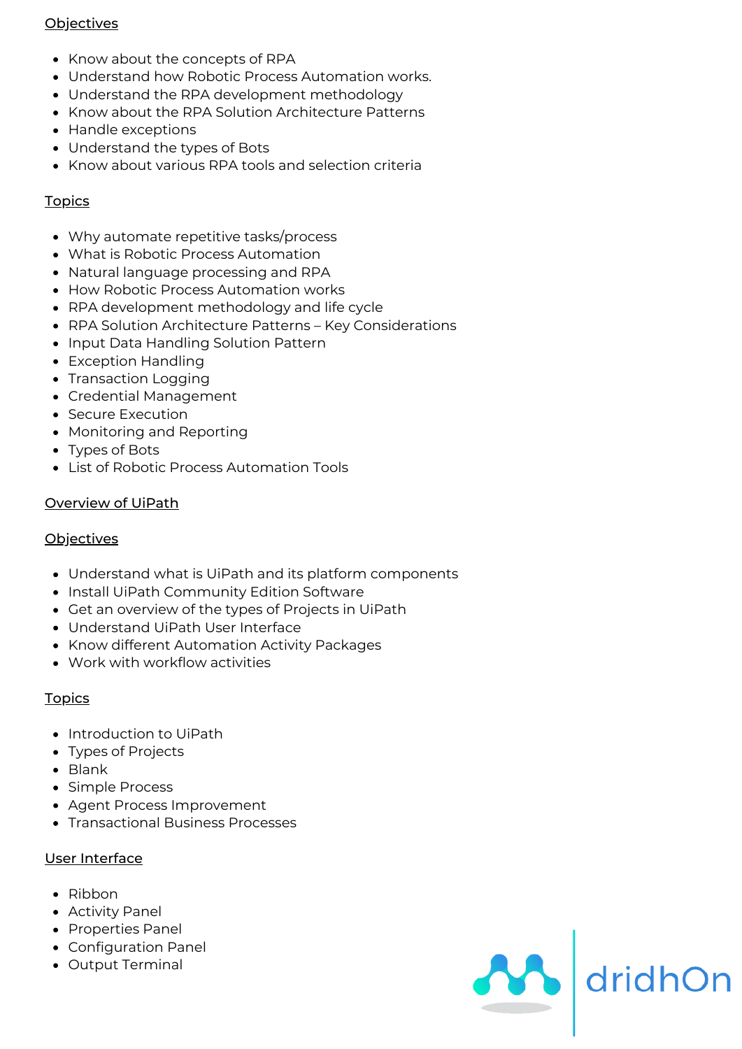Objectives

- Know about the concepts of RPA
- Understand how Robotic Process Automation works.
- Understand the RPA development methodology
- Know about the RPA Solution Architecture Patterns
- Handle exceptions
- Understand the types of Bots
- Know about various RPA tools and selection criteria

Topics

- Why automate repetitive tasks/process
- What is Robotic Process Automation
- Natural language processing and RPA
- How Robotic Process Automation works
- RPA development methodology and life cycle
- RPA Solution Architecture Patterns – Key Considerations
- Input Data Handling Solution Pattern
- Exception Handling
- Transaction Logging
- Credential Management
- Secure Execution
- Monitoring and Reporting
- Types of Bots
- List of Robotic Process Automation Tools

Overview of UiPath

Objectives

- Understand what is UiPath and its platform components
- Install UiPath Community Edition Software
- Get an overview of the types of Projects in UiPath
- Understand UiPath User Interface
- Know different Automation Activity Packages
- Work with workflow activities

Topics

- Introduction to UiPath
- Types of Projects
- Blank
- Simple Process
- Agent Process Improvement
- Transactional Business Processes

User Interface

- Ribbon
- Activity Panel
- Properties Panel
- Configuration Panel
- Output Terminal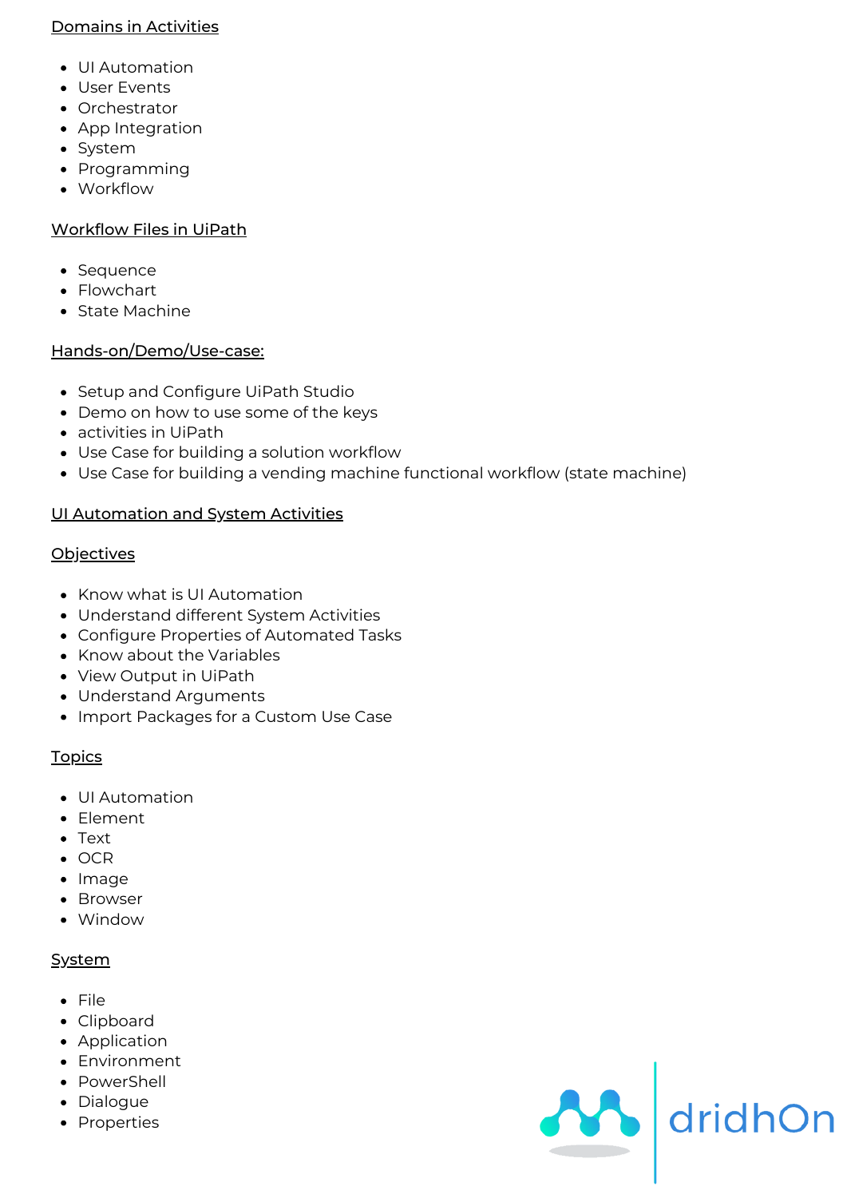Domains in Activities

- UI Automation
- User Events
- Orchestrator
- App Integration
- System
- Programming
- Workflow

Workflow Files in UiPath

- Sequence
- Flowchart
- State Machine

Hands-on/Demo/Use-case:

- Setup and Configure UiPath Studio
- Demo on how to use some of the keys
- activities in UiPath
- Use Case for building a solution workflow
- Use Case for building a vending machine functional workflow (state machine)

UI Automation and System Activities

Objectives

- Know what is UI Automation
- Understand different System Activities
- Configure Properties of Automated Tasks
- Know about the Variables
- View Output in UiPath
- Understand Arguments
- Import Packages for a Custom Use Case

Topics

- UI Automation
- Element
- Text
- OCR
- Image
- Browser
- Window

System

- File
- Clipboard
- Application
- Environment
- PowerShell
- Dialogue
- Properties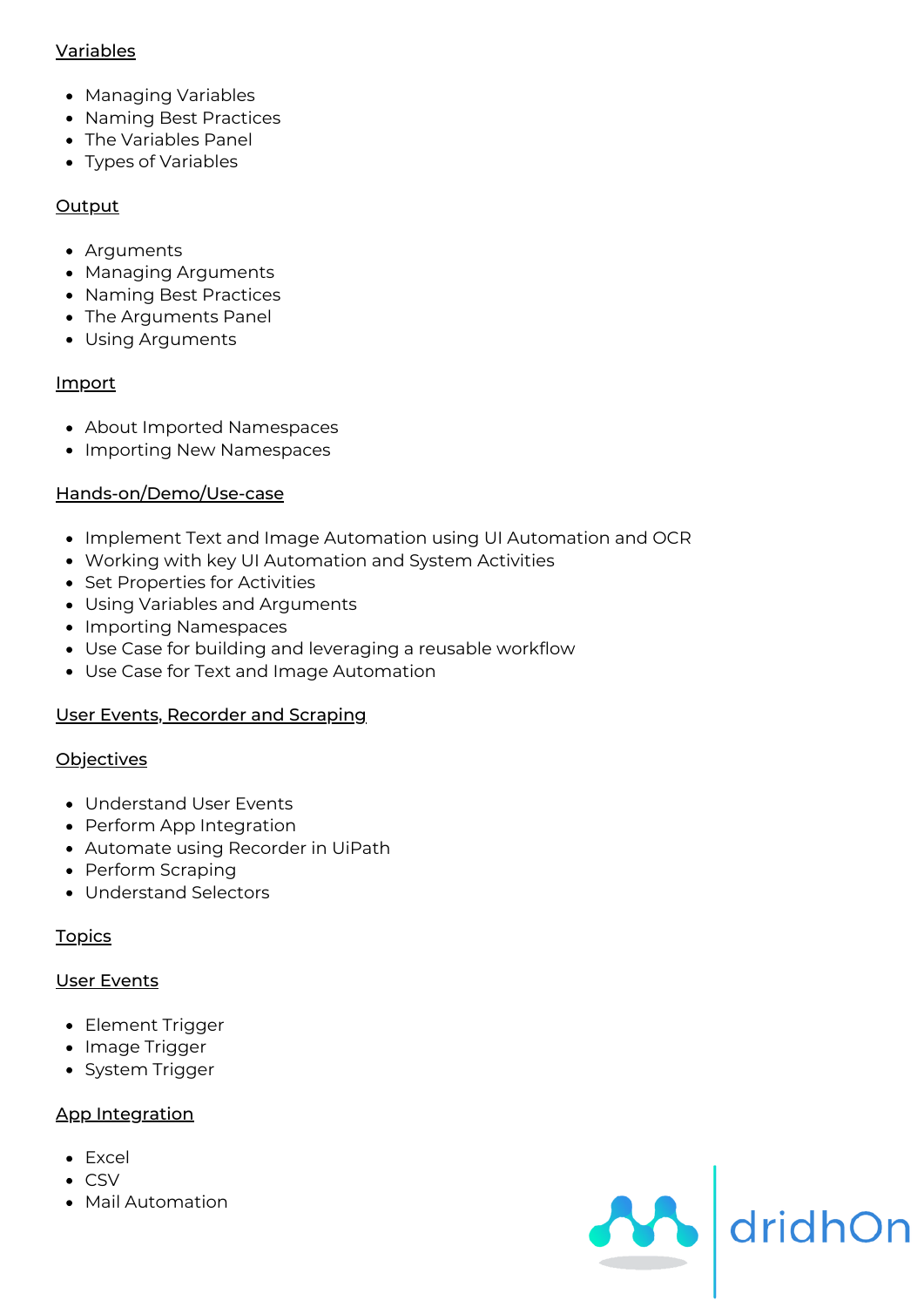Variables

- Managing Variables
- Naming Best Practices
- The Variables Panel
- Types of Variables

Output

- Arguments
- Managing Arguments
- Naming Best Practices
- The Arguments Panel
- Using Arguments

Import

- About Imported Namespaces
- Importing New Namespaces

Hands-on/Demo/Use-case

- Implement Text and Image Automation using UI Automation and OCR
- Working with key UI Automation and System Activities
- Set Properties for Activities
- Using Variables and Arguments
- Importing Namespaces
- Use Case for building and leveraging a reusable workflow
- Use Case for Text and Image Automation

User Events, Recorder and Scraping

Objectives

- Understand User Events
- Perform App Integration
- Automate using Recorder in UiPath
- Perform Scraping
- Understand Selectors

Topics

User Events

- Element Trigger
- Image Trigger
- System Trigger

App Integration

- Excel
- CSV
- Mail Automation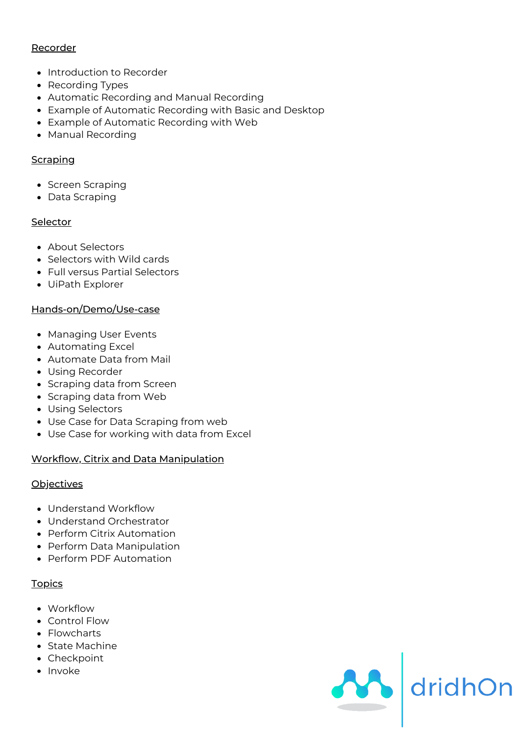Recorder

- Introduction to Recorder
- Recording Types
- Automatic Recording and Manual Recording
- Example of Automatic Recording with Basic and Desktop
- Example of Automatic Recording with Web
- Manual Recording

Scraping

- Screen Scraping
- Data Scraping

Selector

- About Selectors
- Selectors with Wild cards
- Full versus Partial Selectors
- UiPath Explorer

Hands-on/Demo/Use-case

- Managing User Events
- Automating Excel
- Automate Data from Mail
- Using Recorder
- Scraping data from Screen
- Scraping data from Web
- Using Selectors
- Use Case for Data Scraping from web
- Use Case for working with data from Excel

Workflow, Citrix and Data Manipulation

Objectives

- Understand Workflow
- Understand Orchestrator
- Perform Citrix Automation
- Perform Data Manipulation
- Perform PDF Automation

Topics

- Workflow
- Control Flow
- Flowcharts
- State Machine
- Checkpoint
- Invoke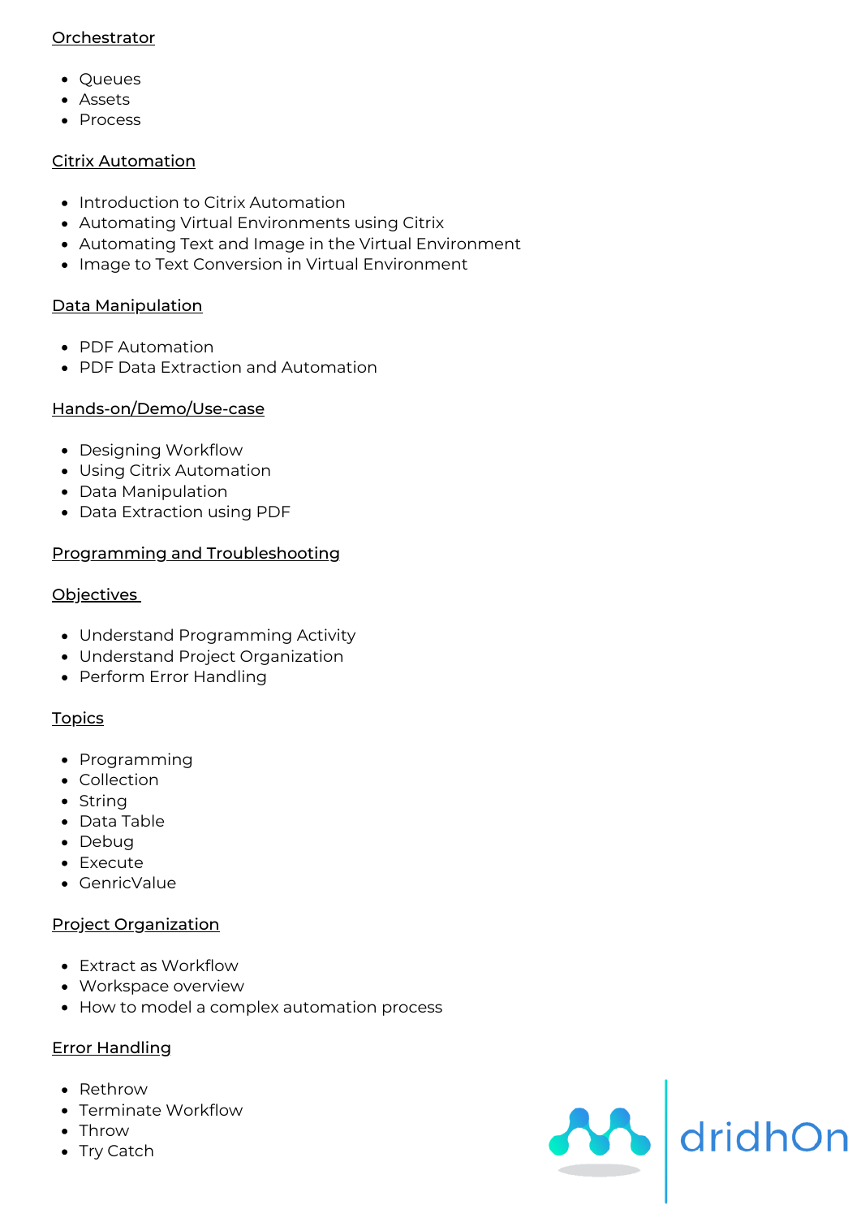Orchestrator

- Queues
- Assets
- Process

Citrix Automation

- Introduction to Citrix Automation
- Automating Virtual Environments using Citrix
- Automating Text and Image in the Virtual Environment
- Image to Text Conversion in Virtual Environment

Data Manipulation

- PDF Automation
- PDF Data Extraction and Automation

Hands-on/Demo/Use-case

- Designing Workflow
- Using Citrix Automation
- Data Manipulation
- Data Extraction using PDF

Programming and Troubleshooting

Objectives

- Understand Programming Activity
- Understand Project Organization
- Perform Error Handling

Topics

- Programming
- Collection
- String
- Data Table
- Debug
- Execute
- GenricValue

Project Organization

- Extract as Workflow
- Workspace overview
- How to model a complex automation process

Error Handling

- Rethrow
- Terminate Workflow
- Throw
- Try Catch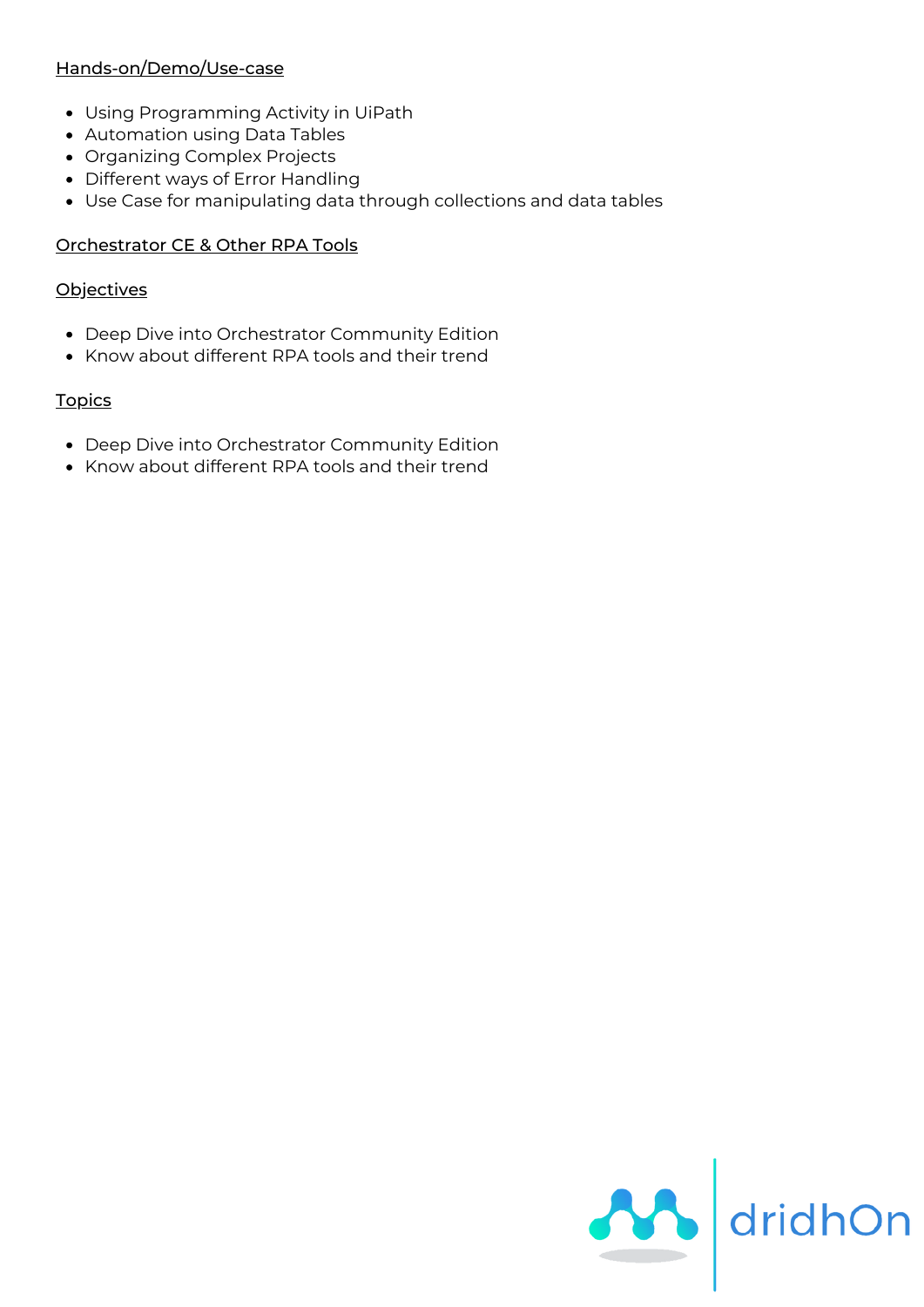<u>Hands-on/Demo/Use-case</u>

- Using Programming Activity in UiPath
- Automation using Data Tables
- Organizing Complex Projects
- Different ways of Error Handling
- Use Case for manipulating data through collections and data tables

<u>Orchestrator CE & Other RPA Tools</u>

<u>Objectives</u>

- Deep Dive into Orchestrator Community Edition
- Know about different RPA tools and their trend

<u>Topics</u>

- Deep Dive into Orchestrator Community Edition
- Know about different RPA tools and their trend